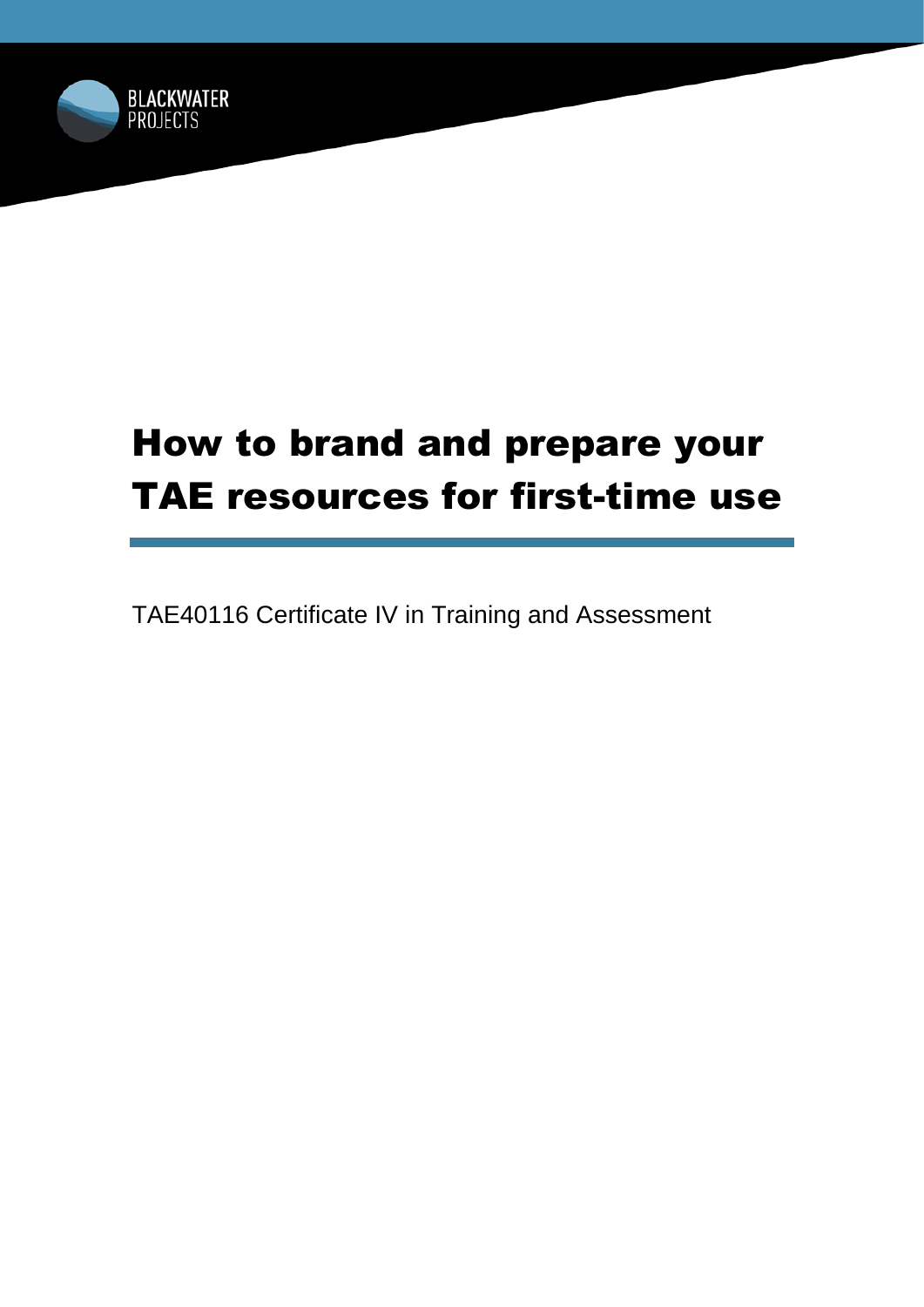BLACKWATER PROJECTS

# How to brand and prepare your TAE resources for first-time use

TAE40116 Certificate IV in Training and Assessment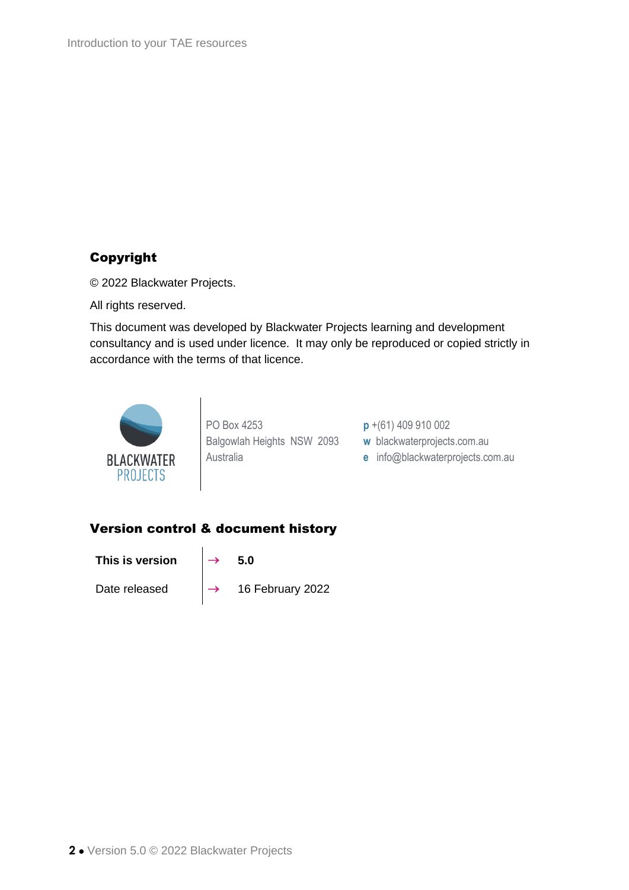## Copyright

© 2022 Blackwater Projects.

All rights reserved.

This document was developed by Blackwater Projects learning and development consultancy and is used under licence.  It may only be reproduced or copied strictly in accordance with the terms of that licence.

BLACKWATER PROJECTS

PO Box 4253
Balgowlah Heights  NSW  2093
Australia

**p** +(61) 409 910 002
**w** blackwaterprojects.com.au
**e** info@blackwaterprojects.com.au

## Version control & document history

| | | |
|---|---|---|
| **This is version** | → | **5.0** |
| Date released | → | 16 February 2022 |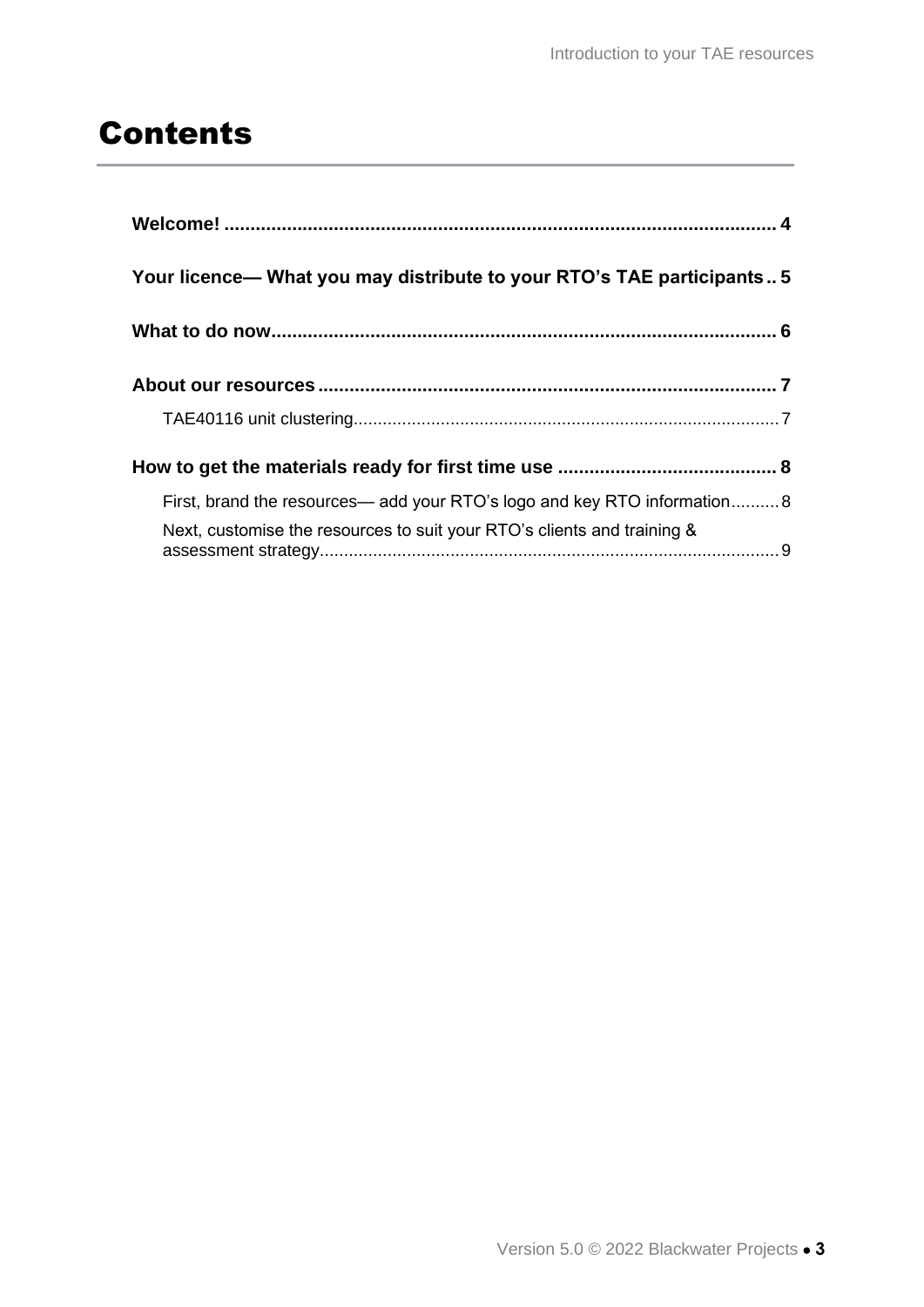# Contents

**Welcome!** ............................................................ 4

**Your licence— What you may distribute to your RTO's TAE participants** .. 5

**What to do now** ............................................................ 6

**About our resources** ............................................................ 7

- TAE40116 unit clustering ............................................................ 7

**How to get the materials ready for first time use** ............................................................ 8

- First, brand the resources— add your RTO's logo and key RTO information .......... 8
- Next, customise the resources to suit your RTO's clients and training & assessment strategy ............................................................ 9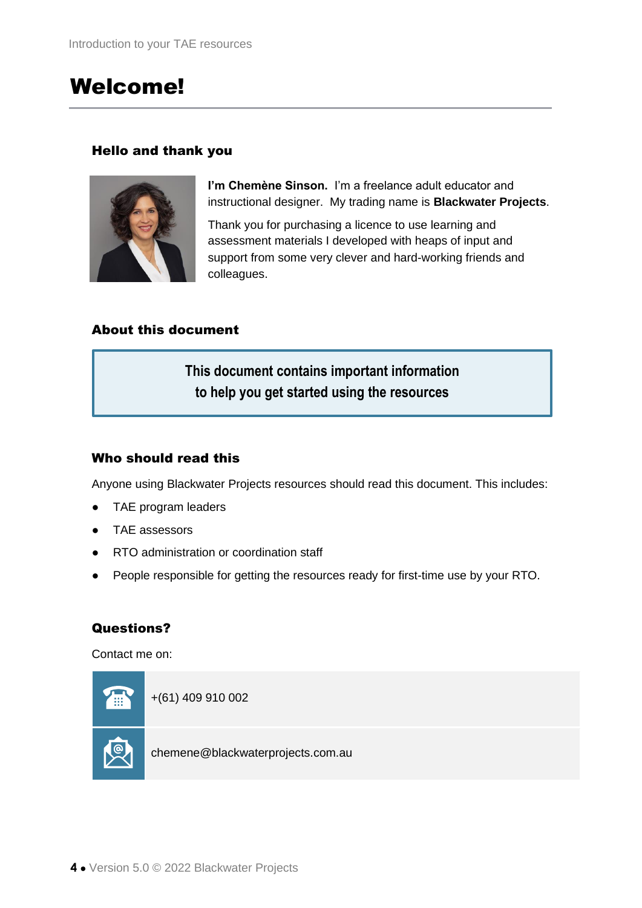# Welcome!

### Hello and thank you

**I'm Chemène Sinson.** I'm a freelance adult educator and instructional designer. My trading name is **Blackwater Projects**.

Thank you for purchasing a licence to use learning and assessment materials I developed with heaps of input and support from some very clever and hard-working friends and colleagues.

### About this document

**This document contains important information to help you get started using the resources**

### Who should read this

Anyone using Blackwater Projects resources should read this document. This includes:

- TAE program leaders
- TAE assessors
- RTO administration or coordination staff
- People responsible for getting the resources ready for first-time use by your RTO.

### Questions?

Contact me on:

| | |
|---|---|
| Phone | +(61) 409 910 002 |
| Email | chemene@blackwaterprojects.com.au |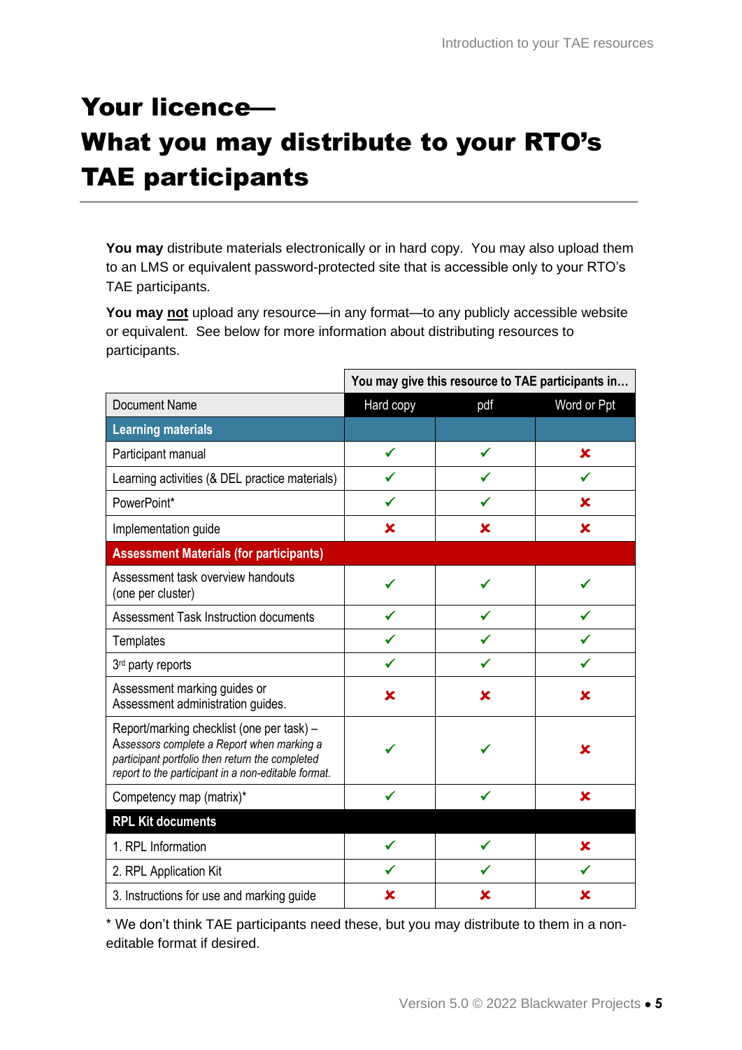# Your licence— What you may distribute to your RTO's TAE participants

**You may** distribute materials electronically or in hard copy. You may also upload them to an LMS or equivalent password-protected site that is accessible only to your RTO's TAE participants.

**You may not** upload any resource—in any format—to any publicly accessible website or equivalent. See below for more information about distributing resources to participants.

| | You may give this resource to TAE participants in… | | |
|---|---|---|---|
| Document Name | Hard copy | pdf | Word or Ppt |
| **Learning materials** | | | |
| Participant manual | ✓ | ✓ | ✘ |
| Learning activities (& DEL practice materials) | ✓ | ✓ | ✓ |
| PowerPoint* | ✓ | ✓ | ✘ |
| Implementation guide | ✘ | ✘ | ✘ |
| **Assessment Materials (for participants)** | | | |
| Assessment task overview handouts (one per cluster) | ✓ | ✓ | ✓ |
| Assessment Task Instruction documents | ✓ | ✓ | ✓ |
| Templates | ✓ | ✓ | ✓ |
| 3rd party reports | ✓ | ✓ | ✓ |
| Assessment marking guides or Assessment administration guides. | ✘ | ✘ | ✘ |
| Report/marking checklist (one per task) – *Assessors complete a Report when marking a participant portfolio then return the completed report to the participant in a non-editable format.* | ✓ | ✓ | ✘ |
| Competency map (matrix)* | ✓ | ✓ | ✘ |
| **RPL Kit documents** | | | |
| 1. RPL Information | ✓ | ✓ | ✘ |
| 2. RPL Application Kit | ✓ | ✓ | ✓ |
| 3. Instructions for use and marking guide | ✘ | ✘ | ✘ |

* We don't think TAE participants need these, but you may distribute to them in a non-editable format if desired.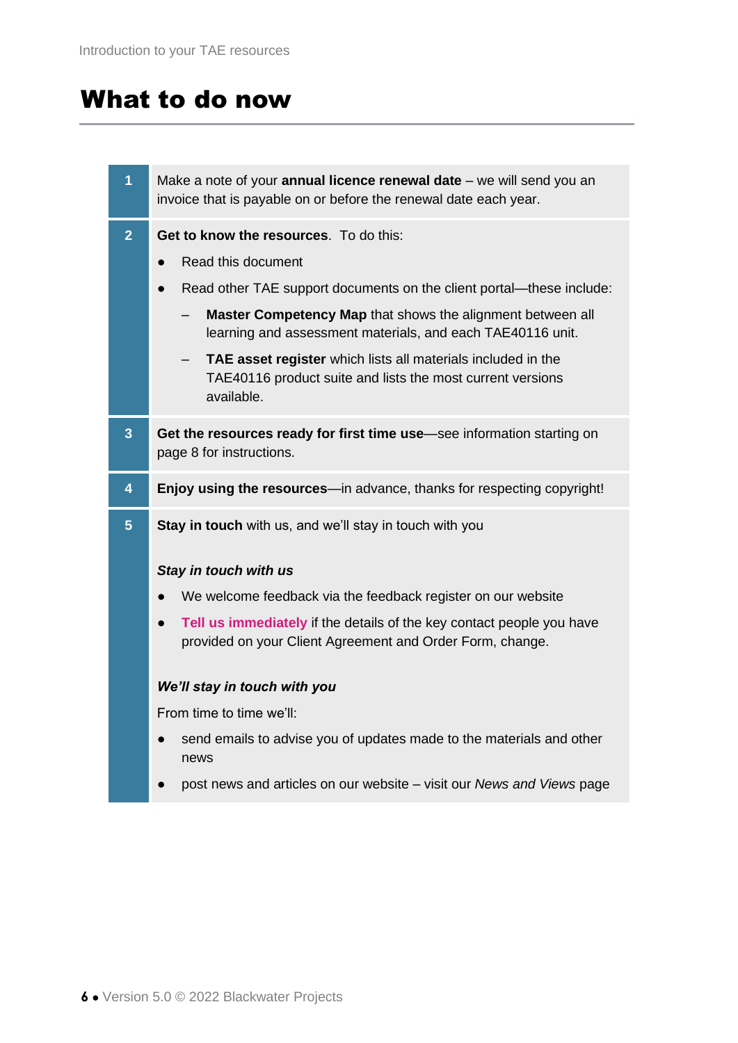# What to do now

| | |
|---|---|
| 1 | Make a note of your **annual licence renewal date** – we will send you an invoice that is payable on or before the renewal date each year. |
| 2 | **Get to know the resources**. To do this:<br>● Read this document<br>● Read other TAE support documents on the client portal—these include:<br>&nbsp;&nbsp;– **Master Competency Map** that shows the alignment between all learning and assessment materials, and each TAE40116 unit.<br>&nbsp;&nbsp;– **TAE asset register** which lists all materials included in the TAE40116 product suite and lists the most current versions available. |
| 3 | **Get the resources ready for first time use**—see information starting on page 8 for instructions. |
| 4 | **Enjoy using the resources**—in advance, thanks for respecting copyright! |
| 5 | **Stay in touch** with us, and we'll stay in touch with you<br><br>***Stay in touch with us***<br>● We welcome feedback via the feedback register on our website<br>● **Tell us immediately** if the details of the key contact people you have provided on your Client Agreement and Order Form, change.<br><br>***We'll stay in touch with you***<br>From time to time we'll:<br>● send emails to advise you of updates made to the materials and other news<br>● post news and articles on our website – visit our *News and Views* page |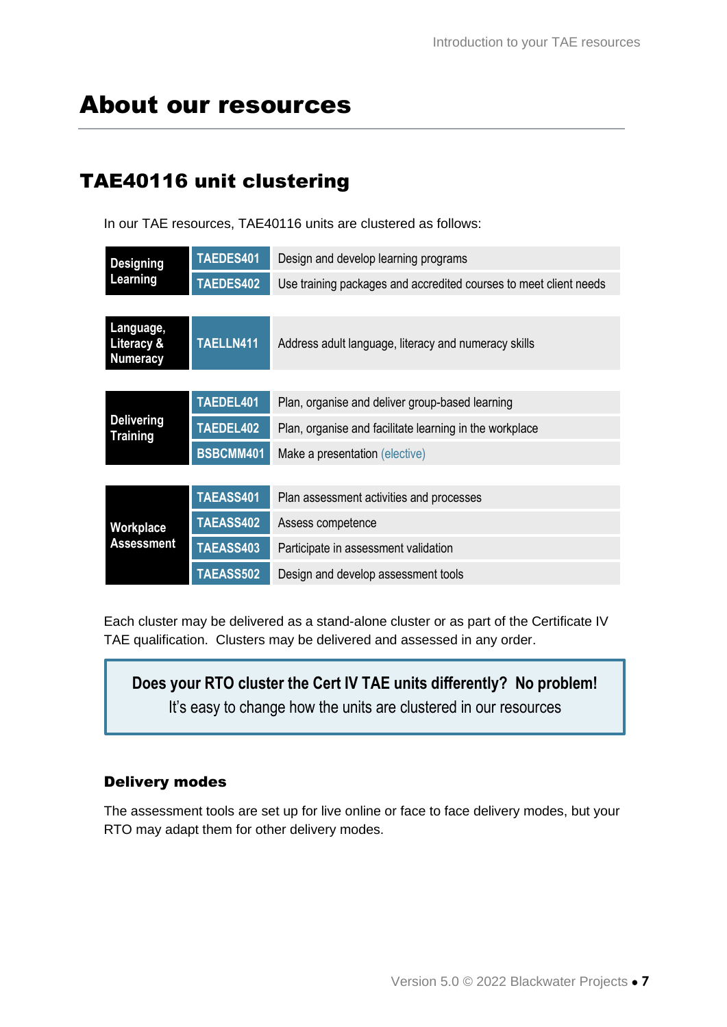# About our resources

## TAE40116 unit clustering

In our TAE resources, TAE40116 units are clustered as follows:

| Cluster | Unit code | Unit title |
|---|---|---|
| Designing Learning | TAEDES401 | Design and develop learning programs |
| | TAEDES402 | Use training packages and accredited courses to meet client needs |
| Language, Literacy & Numeracy | TAELLN411 | Address adult language, literacy and numeracy skills |
| Delivering Training | TAEDEL401 | Plan, organise and deliver group-based learning |
| | TAEDEL402 | Plan, organise and facilitate learning in the workplace |
| | BSBCMM401 | Make a presentation (elective) |
| Workplace Assessment | TAEASS401 | Plan assessment activities and processes |
| | TAEASS402 | Assess competence |
| | TAEASS403 | Participate in assessment validation |
| | TAEASS502 | Design and develop assessment tools |

Each cluster may be delivered as a stand-alone cluster or as part of the Certificate IV TAE qualification. Clusters may be delivered and assessed in any order.

> **Does your RTO cluster the Cert IV TAE units differently? No problem!**
> It's easy to change how the units are clustered in our resources

#### Delivery modes

The assessment tools are set up for live online or face to face delivery modes, but your RTO may adapt them for other delivery modes.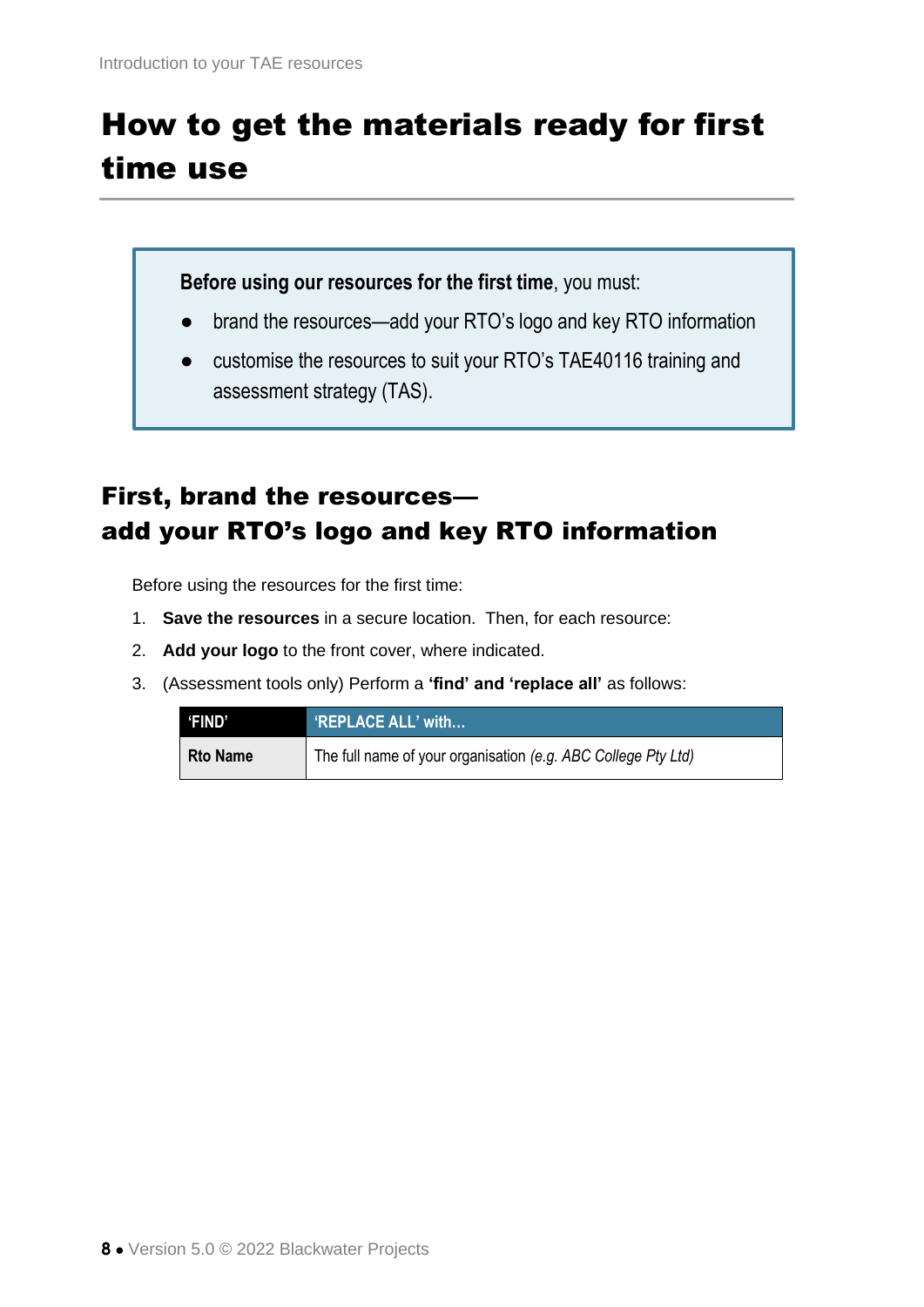# How to get the materials ready for first time use

**Before using our resources for the first time**, you must:

- brand the resources—add your RTO's logo and key RTO information
- customise the resources to suit your RTO's TAE40116 training and assessment strategy (TAS).

## First, brand the resources— add your RTO's logo and key RTO information

Before using the resources for the first time:

1. **Save the resources** in a secure location. Then, for each resource:
2. **Add your logo** to the front cover, where indicated.
3. (Assessment tools only) Perform a **'find' and 'replace all'** as follows:

| 'FIND' | 'REPLACE ALL' with... |
|---|---|
| **Rto Name** | The full name of your organisation *(e.g. ABC College Pty Ltd)* |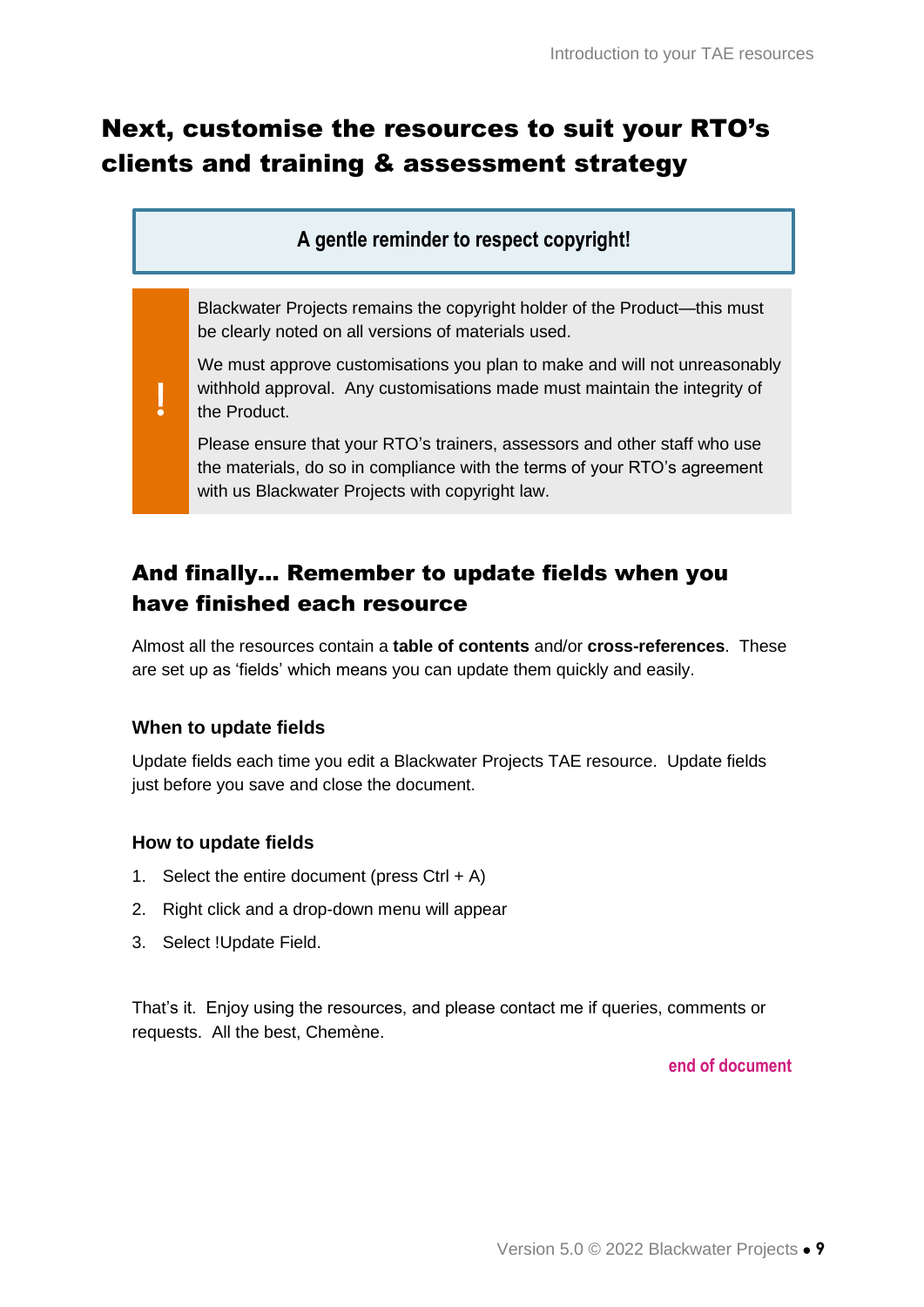## Next, customise the resources to suit your RTO's clients and training & assessment strategy

**A gentle reminder to respect copyright!**

!

Blackwater Projects remains the copyright holder of the Product—this must be clearly noted on all versions of materials used.

We must approve customisations you plan to make and will not unreasonably withhold approval. Any customisations made must maintain the integrity of the Product.

Please ensure that your RTO's trainers, assessors and other staff who use the materials, do so in compliance with the terms of your RTO's agreement with us Blackwater Projects with copyright law.

### And finally… Remember to update fields when you have finished each resource

Almost all the resources contain a **table of contents** and/or **cross-references**. These are set up as 'fields' which means you can update them quickly and easily.

#### When to update fields

Update fields each time you edit a Blackwater Projects TAE resource. Update fields just before you save and close the document.

#### How to update fields

1. Select the entire document (press Ctrl + A)
2. Right click and a drop-down menu will appear
3. Select !Update Field.

That's it. Enjoy using the resources, and please contact me if queries, comments or requests. All the best, Chemène.

end of document